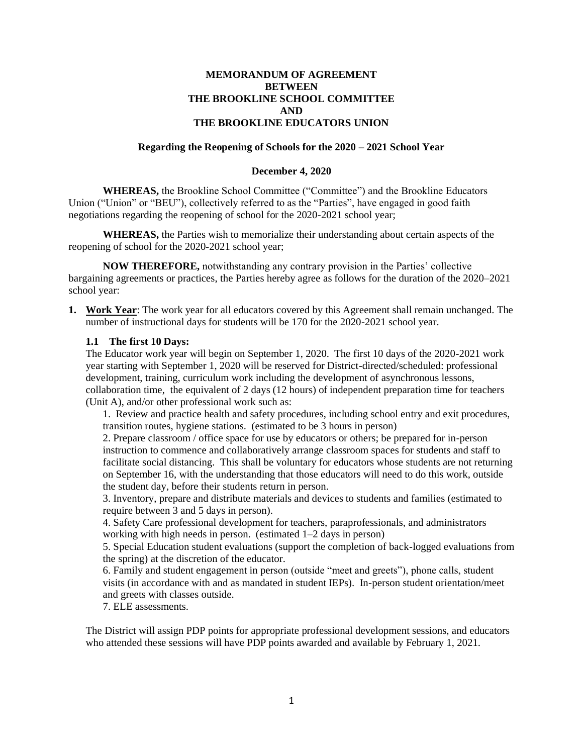**MEMORANDUM OF AGREEMENT**
**BETWEEN**
**THE BROOKLINE SCHOOL COMMITTEE**
**AND**
**THE BROOKLINE EDUCATORS UNION**

**Regarding the Reopening of Schools for the 2020 – 2021 School Year**

**December 4, 2020**

**WHEREAS,** the Brookline School Committee ("Committee") and the Brookline Educators Union ("Union" or "BEU"), collectively referred to as the "Parties", have engaged in good faith negotiations regarding the reopening of school for the 2020-2021 school year;

**WHEREAS,** the Parties wish to memorialize their understanding about certain aspects of the reopening of school for the 2020-2021 school year;

**NOW THEREFORE,** notwithstanding any contrary provision in the Parties' collective bargaining agreements or practices, the Parties hereby agree as follows for the duration of the 2020–2021 school year:

1. **<u>Work Year</u>**: The work year for all educators covered by this Agreement shall remain unchanged. The number of instructional days for students will be 170 for the 2020-2021 school year.

**1.1 The first 10 Days:**

The Educator work year will begin on September 1, 2020. The first 10 days of the 2020-2021 work year starting with September 1, 2020 will be reserved for District-directed/scheduled: professional development, training, curriculum work including the development of asynchronous lessons, collaboration time, the equivalent of 2 days (12 hours) of independent preparation time for teachers (Unit A), and/or other professional work such as:

1. Review and practice health and safety procedures, including school entry and exit procedures, transition routes, hygiene stations. (estimated to be 3 hours in person)
2. Prepare classroom / office space for use by educators or others; be prepared for in-person instruction to commence and collaboratively arrange classroom spaces for students and staff to facilitate social distancing. This shall be voluntary for educators whose students are not returning on September 16, with the understanding that those educators will need to do this work, outside the student day, before their students return in person.
3. Inventory, prepare and distribute materials and devices to students and families (estimated to require between 3 and 5 days in person).
4. Safety Care professional development for teachers, paraprofessionals, and administrators working with high needs in person. (estimated 1–2 days in person)
5. Special Education student evaluations (support the completion of back-logged evaluations from the spring) at the discretion of the educator.
6. Family and student engagement in person (outside "meet and greets"), phone calls, student visits (in accordance with and as mandated in student IEPs). In-person student orientation/meet and greets with classes outside.
7. ELE assessments.

The District will assign PDP points for appropriate professional development sessions, and educators who attended these sessions will have PDP points awarded and available by February 1, 2021.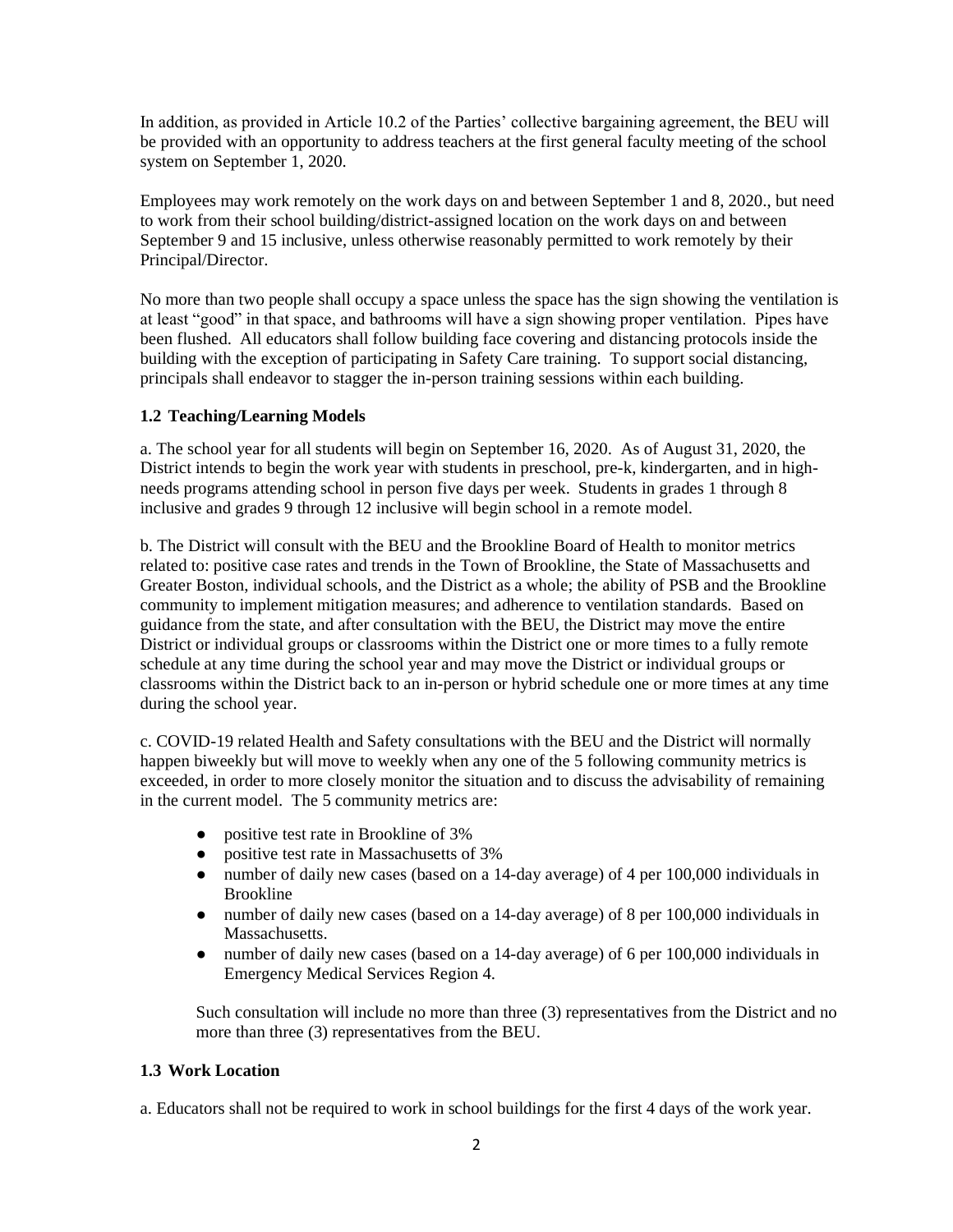In addition, as provided in Article 10.2 of the Parties' collective bargaining agreement, the BEU will be provided with an opportunity to address teachers at the first general faculty meeting of the school system on September 1, 2020.

Employees may work remotely on the work days on and between September 1 and 8, 2020., but need to work from their school building/district-assigned location on the work days on and between September 9 and 15 inclusive, unless otherwise reasonably permitted to work remotely by their Principal/Director.

No more than two people shall occupy a space unless the space has the sign showing the ventilation is at least "good" in that space, and bathrooms will have a sign showing proper ventilation. Pipes have been flushed. All educators shall follow building face covering and distancing protocols inside the building with the exception of participating in Safety Care training. To support social distancing, principals shall endeavor to stagger the in-person training sessions within each building.

### 1.2 Teaching/Learning Models

a. The school year for all students will begin on September 16, 2020. As of August 31, 2020, the District intends to begin the work year with students in preschool, pre-k, kindergarten, and in high-needs programs attending school in person five days per week. Students in grades 1 through 8 inclusive and grades 9 through 12 inclusive will begin school in a remote model.

b. The District will consult with the BEU and the Brookline Board of Health to monitor metrics related to: positive case rates and trends in the Town of Brookline, the State of Massachusetts and Greater Boston, individual schools, and the District as a whole; the ability of PSB and the Brookline community to implement mitigation measures; and adherence to ventilation standards. Based on guidance from the state, and after consultation with the BEU, the District may move the entire District or individual groups or classrooms within the District one or more times to a fully remote schedule at any time during the school year and may move the District or individual groups or classrooms within the District back to an in-person or hybrid schedule one or more times at any time during the school year.

c. COVID-19 related Health and Safety consultations with the BEU and the District will normally happen biweekly but will move to weekly when any one of the 5 following community metrics is exceeded, in order to more closely monitor the situation and to discuss the advisability of remaining in the current model. The 5 community metrics are:

- positive test rate in Brookline of 3%
- positive test rate in Massachusetts of 3%
- number of daily new cases (based on a 14-day average) of 4 per 100,000 individuals in Brookline
- number of daily new cases (based on a 14-day average) of 8 per 100,000 individuals in Massachusetts.
- number of daily new cases (based on a 14-day average) of 6 per 100,000 individuals in Emergency Medical Services Region 4.

Such consultation will include no more than three (3) representatives from the District and no more than three (3) representatives from the BEU.

### 1.3 Work Location

a. Educators shall not be required to work in school buildings for the first 4 days of the work year.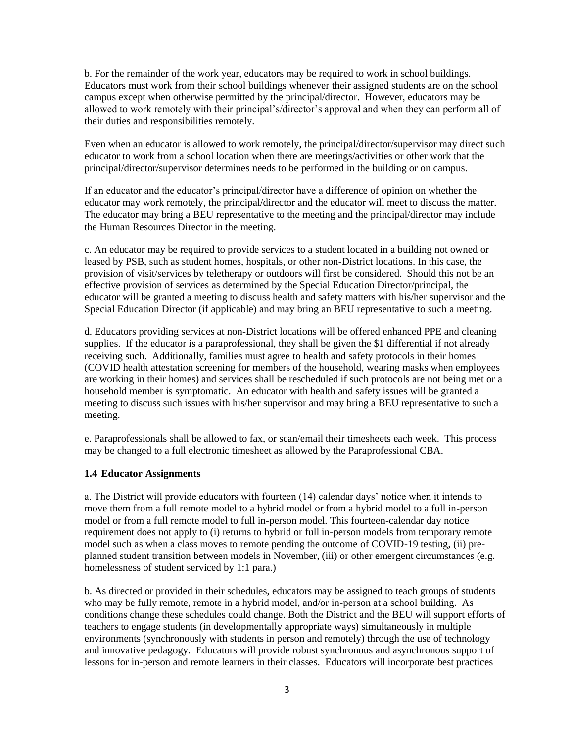b. For the remainder of the work year, educators may be required to work in school buildings. Educators must work from their school buildings whenever their assigned students are on the school campus except when otherwise permitted by the principal/director. However, educators may be allowed to work remotely with their principal's/director's approval and when they can perform all of their duties and responsibilities remotely.

Even when an educator is allowed to work remotely, the principal/director/supervisor may direct such educator to work from a school location when there are meetings/activities or other work that the principal/director/supervisor determines needs to be performed in the building or on campus.

If an educator and the educator's principal/director have a difference of opinion on whether the educator may work remotely, the principal/director and the educator will meet to discuss the matter. The educator may bring a BEU representative to the meeting and the principal/director may include the Human Resources Director in the meeting.

c. An educator may be required to provide services to a student located in a building not owned or leased by PSB, such as student homes, hospitals, or other non-District locations. In this case, the provision of visit/services by teletherapy or outdoors will first be considered. Should this not be an effective provision of services as determined by the Special Education Director/principal, the educator will be granted a meeting to discuss health and safety matters with his/her supervisor and the Special Education Director (if applicable) and may bring an BEU representative to such a meeting.

d. Educators providing services at non-District locations will be offered enhanced PPE and cleaning supplies. If the educator is a paraprofessional, they shall be given the $1 differential if not already receiving such. Additionally, families must agree to health and safety protocols in their homes (COVID health attestation screening for members of the household, wearing masks when employees are working in their homes) and services shall be rescheduled if such protocols are not being met or a household member is symptomatic. An educator with health and safety issues will be granted a meeting to discuss such issues with his/her supervisor and may bring a BEU representative to such a meeting.

e. Paraprofessionals shall be allowed to fax, or scan/email their timesheets each week. This process may be changed to a full electronic timesheet as allowed by the Paraprofessional CBA.

### 1.4 Educator Assignments

a. The District will provide educators with fourteen (14) calendar days' notice when it intends to move them from a full remote model to a hybrid model or from a hybrid model to a full in-person model or from a full remote model to full in-person model. This fourteen-calendar day notice requirement does not apply to (i) returns to hybrid or full in-person models from temporary remote model such as when a class moves to remote pending the outcome of COVID-19 testing, (ii) pre-planned student transition between models in November, (iii) or other emergent circumstances (e.g. homelessness of student serviced by 1:1 para.)

b. As directed or provided in their schedules, educators may be assigned to teach groups of students who may be fully remote, remote in a hybrid model, and/or in-person at a school building. As conditions change these schedules could change. Both the District and the BEU will support efforts of teachers to engage students (in developmentally appropriate ways) simultaneously in multiple environments (synchronously with students in person and remotely) through the use of technology and innovative pedagogy. Educators will provide robust synchronous and asynchronous support of lessons for in-person and remote learners in their classes. Educators will incorporate best practices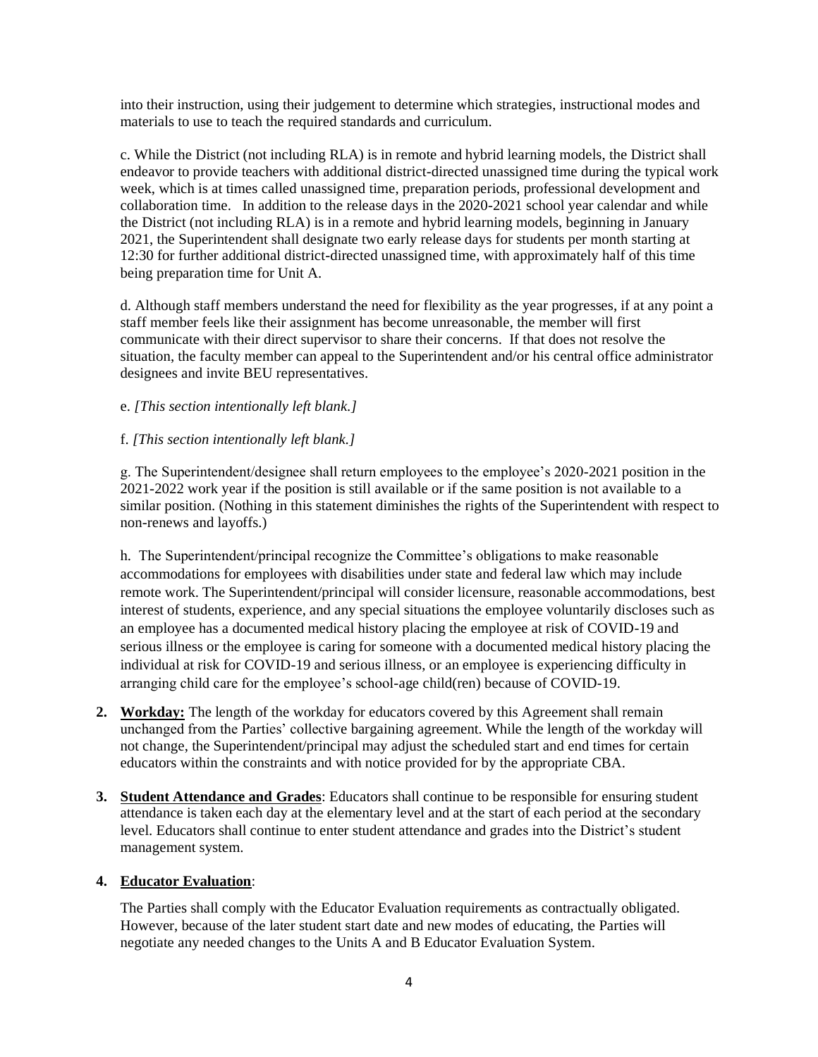into their instruction, using their judgement to determine which strategies, instructional modes and materials to use to teach the required standards and curriculum.

c. While the District (not including RLA) is in remote and hybrid learning models, the District shall endeavor to provide teachers with additional district-directed unassigned time during the typical work week, which is at times called unassigned time, preparation periods, professional development and collaboration time. In addition to the release days in the 2020-2021 school year calendar and while the District (not including RLA) is in a remote and hybrid learning models, beginning in January 2021, the Superintendent shall designate two early release days for students per month starting at 12:30 for further additional district-directed unassigned time, with approximately half of this time being preparation time for Unit A.

d. Although staff members understand the need for flexibility as the year progresses, if at any point a staff member feels like their assignment has become unreasonable, the member will first communicate with their direct supervisor to share their concerns. If that does not resolve the situation, the faculty member can appeal to the Superintendent and/or his central office administrator designees and invite BEU representatives.

e. *[This section intentionally left blank.]*

f. *[This section intentionally left blank.]*

g. The Superintendent/designee shall return employees to the employee's 2020-2021 position in the 2021-2022 work year if the position is still available or if the same position is not available to a similar position. (Nothing in this statement diminishes the rights of the Superintendent with respect to non-renews and layoffs.)

h. The Superintendent/principal recognize the Committee's obligations to make reasonable accommodations for employees with disabilities under state and federal law which may include remote work. The Superintendent/principal will consider licensure, reasonable accommodations, best interest of students, experience, and any special situations the employee voluntarily discloses such as an employee has a documented medical history placing the employee at risk of COVID-19 and serious illness or the employee is caring for someone with a documented medical history placing the individual at risk for COVID-19 and serious illness, or an employee is experiencing difficulty in arranging child care for the employee's school-age child(ren) because of COVID-19.

2. **Workday:** The length of the workday for educators covered by this Agreement shall remain unchanged from the Parties' collective bargaining agreement. While the length of the workday will not change, the Superintendent/principal may adjust the scheduled start and end times for certain educators within the constraints and with notice provided for by the appropriate CBA.

3. **Student Attendance and Grades**: Educators shall continue to be responsible for ensuring student attendance is taken each day at the elementary level and at the start of each period at the secondary level. Educators shall continue to enter student attendance and grades into the District's student management system.

4. **Educator Evaluation**:

   The Parties shall comply with the Educator Evaluation requirements as contractually obligated. However, because of the later student start date and new modes of educating, the Parties will negotiate any needed changes to the Units A and B Educator Evaluation System.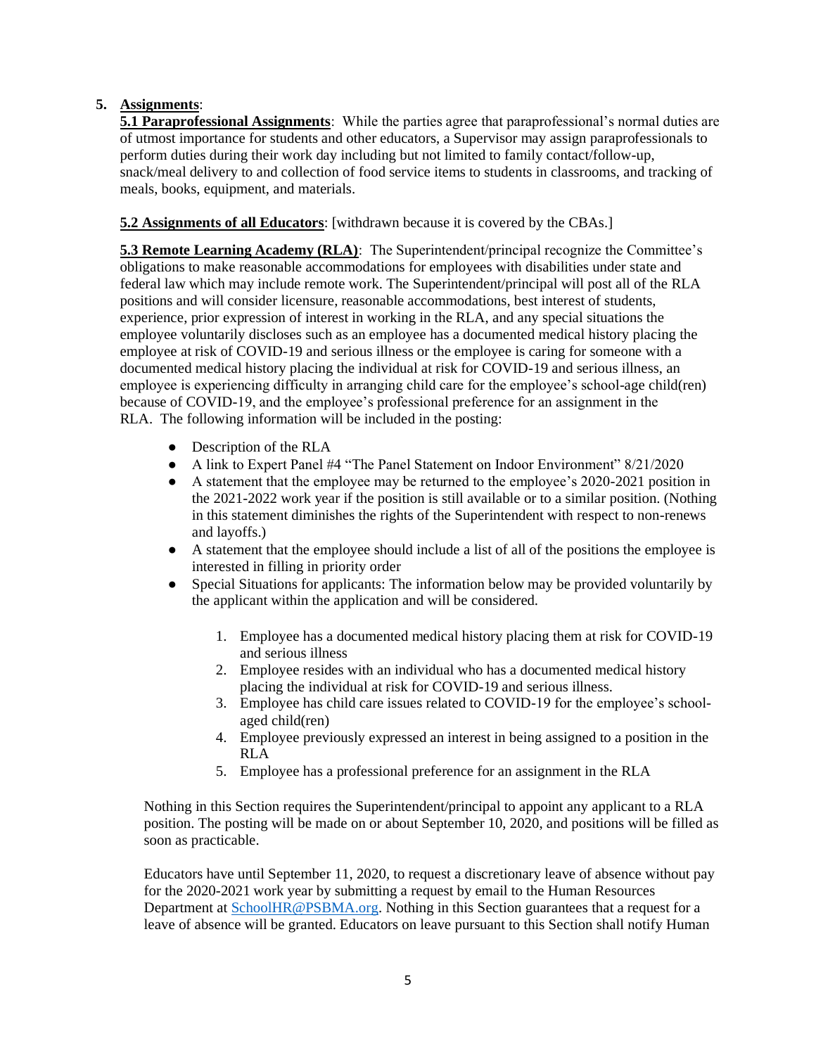5. **Assignments**:

**5.1 Paraprofessional Assignments**: While the parties agree that paraprofessional's normal duties are of utmost importance for students and other educators, a Supervisor may assign paraprofessionals to perform duties during their work day including but not limited to family contact/follow-up, snack/meal delivery to and collection of food service items to students in classrooms, and tracking of meals, books, equipment, and materials.

**5.2 Assignments of all Educators**: [withdrawn because it is covered by the CBAs.]

**5.3 Remote Learning Academy (RLA)**: The Superintendent/principal recognize the Committee's obligations to make reasonable accommodations for employees with disabilities under state and federal law which may include remote work. The Superintendent/principal will post all of the RLA positions and will consider licensure, reasonable accommodations, best interest of students, experience, prior expression of interest in working in the RLA, and any special situations the employee voluntarily discloses such as an employee has a documented medical history placing the employee at risk of COVID-19 and serious illness or the employee is caring for someone with a documented medical history placing the individual at risk for COVID-19 and serious illness, an employee is experiencing difficulty in arranging child care for the employee's school-age child(ren) because of COVID-19, and the employee's professional preference for an assignment in the RLA. The following information will be included in the posting:

- Description of the RLA
- A link to Expert Panel #4 "The Panel Statement on Indoor Environment" 8/21/2020
- A statement that the employee may be returned to the employee's 2020-2021 position in the 2021-2022 work year if the position is still available or to a similar position. (Nothing in this statement diminishes the rights of the Superintendent with respect to non-renews and layoffs.)
- A statement that the employee should include a list of all of the positions the employee is interested in filling in priority order
- Special Situations for applicants: The information below may be provided voluntarily by the applicant within the application and will be considered.

    1. Employee has a documented medical history placing them at risk for COVID-19 and serious illness
    2. Employee resides with an individual who has a documented medical history placing the individual at risk for COVID-19 and serious illness.
    3. Employee has child care issues related to COVID-19 for the employee's school-aged child(ren)
    4. Employee previously expressed an interest in being assigned to a position in the RLA
    5. Employee has a professional preference for an assignment in the RLA

Nothing in this Section requires the Superintendent/principal to appoint any applicant to a RLA position. The posting will be made on or about September 10, 2020, and positions will be filled as soon as practicable.

Educators have until September 11, 2020, to request a discretionary leave of absence without pay for the 2020-2021 work year by submitting a request by email to the Human Resources Department at SchoolHR@PSBMA.org. Nothing in this Section guarantees that a request for a leave of absence will be granted. Educators on leave pursuant to this Section shall notify Human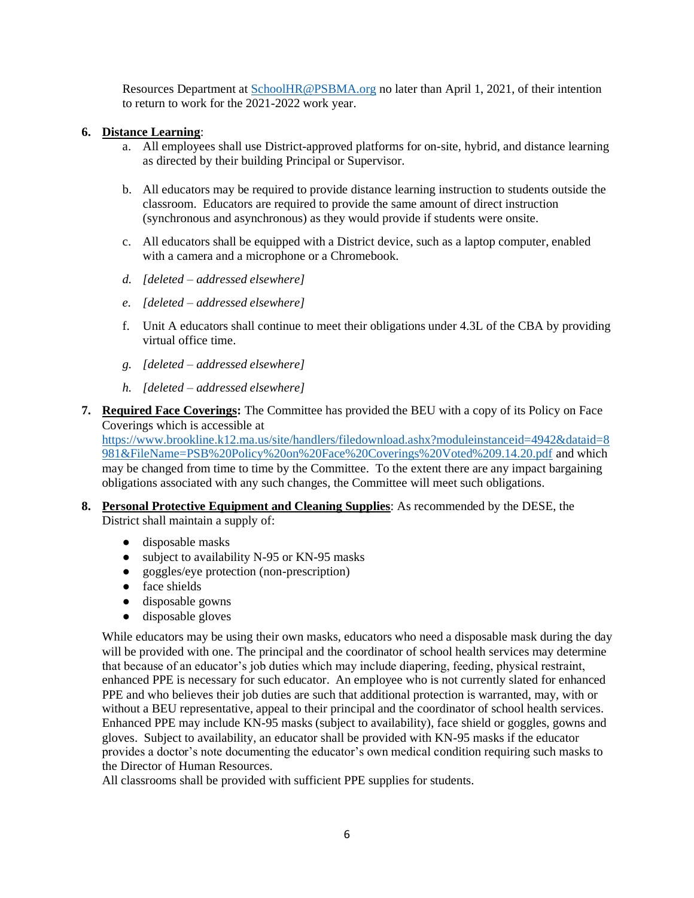Resources Department at SchoolHR@PSBMA.org no later than April 1, 2021, of their intention to return to work for the 2021-2022 work year.

6. **Distance Learning**:
   a. All employees shall use District-approved platforms for on-site, hybrid, and distance learning as directed by their building Principal or Supervisor.

   b. All educators may be required to provide distance learning instruction to students outside the classroom. Educators are required to provide the same amount of direct instruction (synchronous and asynchronous) as they would provide if students were onsite.

   c. All educators shall be equipped with a District device, such as a laptop computer, enabled with a camera and a microphone or a Chromebook.

   d. *[deleted – addressed elsewhere]*

   e. *[deleted – addressed elsewhere]*

   f. Unit A educators shall continue to meet their obligations under 4.3L of the CBA by providing virtual office time.

   g. *[deleted – addressed elsewhere]*

   h. *[deleted – addressed elsewhere]*

7. **Required Face Coverings:** The Committee has provided the BEU with a copy of its Policy on Face Coverings which is accessible at https://www.brookline.k12.ma.us/site/handlers/filedownload.ashx?moduleinstanceid=4942&dataid=8981&FileName=PSB%20Policy%20on%20Face%20Coverings%20Voted%209.14.20.pdf and which may be changed from time to time by the Committee. To the extent there are any impact bargaining obligations associated with any such changes, the Committee will meet such obligations.

8. **Personal Protective Equipment and Cleaning Supplies**: As recommended by the DESE, the District shall maintain a supply of:

   - disposable masks
   - subject to availability N-95 or KN-95 masks
   - goggles/eye protection (non-prescription)
   - face shields
   - disposable gowns
   - disposable gloves

   While educators may be using their own masks, educators who need a disposable mask during the day will be provided with one. The principal and the coordinator of school health services may determine that because of an educator's job duties which may include diapering, feeding, physical restraint, enhanced PPE is necessary for such educator. An employee who is not currently slated for enhanced PPE and who believes their job duties are such that additional protection is warranted, may, with or without a BEU representative, appeal to their principal and the coordinator of school health services. Enhanced PPE may include KN-95 masks (subject to availability), face shield or goggles, gowns and gloves. Subject to availability, an educator shall be provided with KN-95 masks if the educator provides a doctor's note documenting the educator's own medical condition requiring such masks to the Director of Human Resources.
   All classrooms shall be provided with sufficient PPE supplies for students.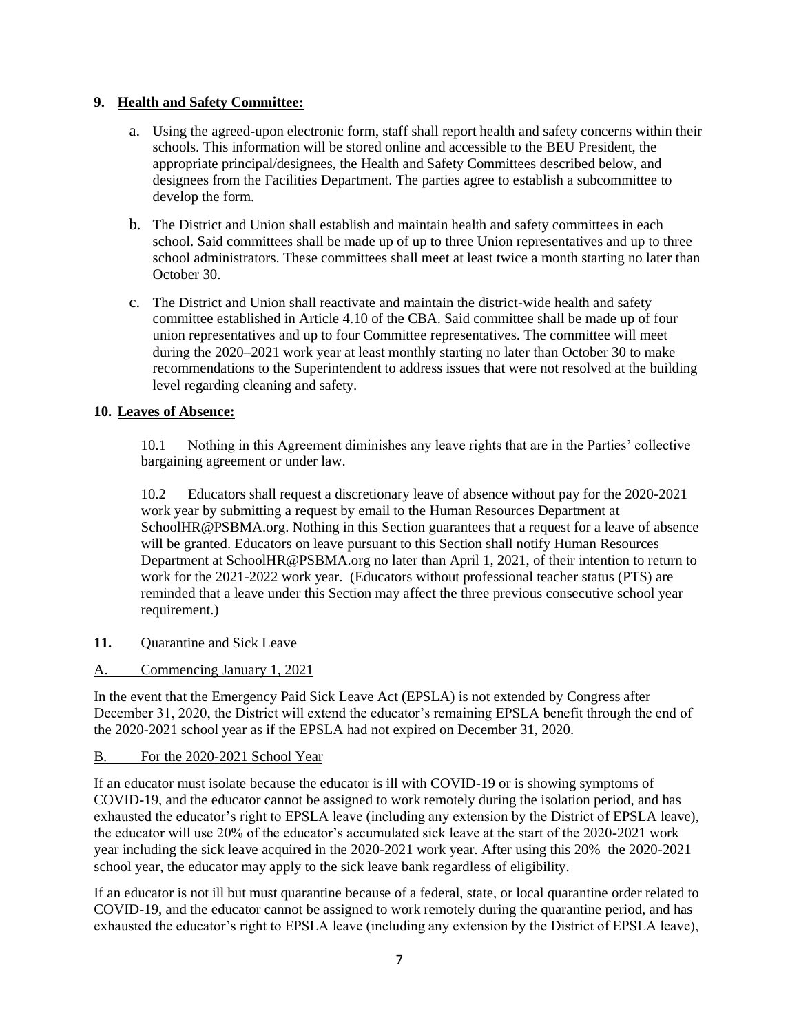**9. Health and Safety Committee:**

a. Using the agreed-upon electronic form, staff shall report health and safety concerns within their schools. This information will be stored online and accessible to the BEU President, the appropriate principal/designees, the Health and Safety Committees described below, and designees from the Facilities Department. The parties agree to establish a subcommittee to develop the form.

b. The District and Union shall establish and maintain health and safety committees in each school. Said committees shall be made up of up to three Union representatives and up to three school administrators. These committees shall meet at least twice a month starting no later than October 30.

c. The District and Union shall reactivate and maintain the district-wide health and safety committee established in Article 4.10 of the CBA. Said committee shall be made up of four union representatives and up to four Committee representatives. The committee will meet during the 2020–2021 work year at least monthly starting no later than October 30 to make recommendations to the Superintendent to address issues that were not resolved at the building level regarding cleaning and safety.

**10. Leaves of Absence:**

10.1 Nothing in this Agreement diminishes any leave rights that are in the Parties' collective bargaining agreement or under law.

10.2 Educators shall request a discretionary leave of absence without pay for the 2020-2021 work year by submitting a request by email to the Human Resources Department at SchoolHR@PSBMA.org. Nothing in this Section guarantees that a request for a leave of absence will be granted. Educators on leave pursuant to this Section shall notify Human Resources Department at SchoolHR@PSBMA.org no later than April 1, 2021, of their intention to return to work for the 2021-2022 work year. (Educators without professional teacher status (PTS) are reminded that a leave under this Section may affect the three previous consecutive school year requirement.)

**11.** Quarantine and Sick Leave

A. Commencing January 1, 2021

In the event that the Emergency Paid Sick Leave Act (EPSLA) is not extended by Congress after December 31, 2020, the District will extend the educator's remaining EPSLA benefit through the end of the 2020-2021 school year as if the EPSLA had not expired on December 31, 2020.

B. For the 2020-2021 School Year

If an educator must isolate because the educator is ill with COVID-19 or is showing symptoms of COVID-19, and the educator cannot be assigned to work remotely during the isolation period, and has exhausted the educator's right to EPSLA leave (including any extension by the District of EPSLA leave), the educator will use 20% of the educator's accumulated sick leave at the start of the 2020-2021 work year including the sick leave acquired in the 2020-2021 work year. After using this 20% the 2020-2021 school year, the educator may apply to the sick leave bank regardless of eligibility.

If an educator is not ill but must quarantine because of a federal, state, or local quarantine order related to COVID-19, and the educator cannot be assigned to work remotely during the quarantine period, and has exhausted the educator's right to EPSLA leave (including any extension by the District of EPSLA leave),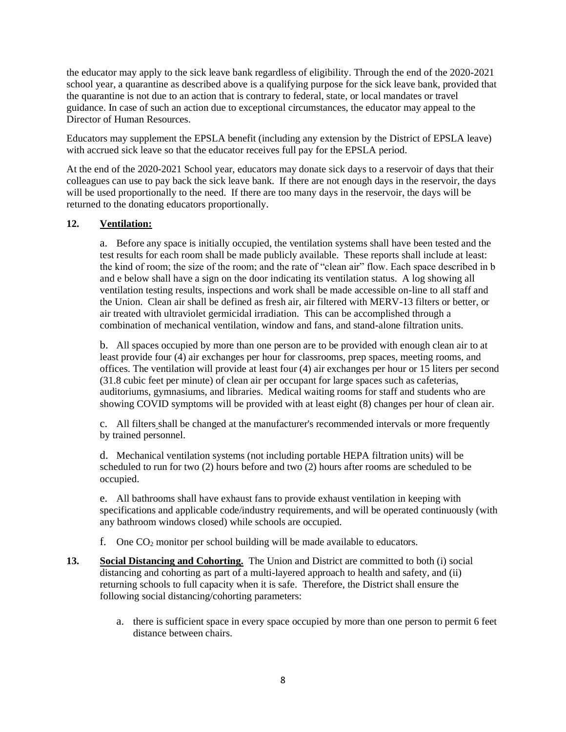the educator may apply to the sick leave bank regardless of eligibility. Through the end of the 2020-2021 school year, a quarantine as described above is a qualifying purpose for the sick leave bank, provided that the quarantine is not due to an action that is contrary to federal, state, or local mandates or travel guidance. In case of such an action due to exceptional circumstances, the educator may appeal to the Director of Human Resources.

Educators may supplement the EPSLA benefit (including any extension by the District of EPSLA leave) with accrued sick leave so that the educator receives full pay for the EPSLA period.

At the end of the 2020-2021 School year, educators may donate sick days to a reservoir of days that their colleagues can use to pay back the sick leave bank. If there are not enough days in the reservoir, the days will be used proportionally to the need. If there are too many days in the reservoir, the days will be returned to the donating educators proportionally.

**12. Ventilation:**

a. Before any space is initially occupied, the ventilation systems shall have been tested and the test results for each room shall be made publicly available. These reports shall include at least: the kind of room; the size of the room; and the rate of "clean air" flow. Each space described in b and e below shall have a sign on the door indicating its ventilation status. A log showing all ventilation testing results, inspections and work shall be made accessible on-line to all staff and the Union. Clean air shall be defined as fresh air, air filtered with MERV-13 filters or better, or air treated with ultraviolet germicidal irradiation. This can be accomplished through a combination of mechanical ventilation, window and fans, and stand-alone filtration units.

b. All spaces occupied by more than one person are to be provided with enough clean air to at least provide four (4) air exchanges per hour for classrooms, prep spaces, meeting rooms, and offices. The ventilation will provide at least four (4) air exchanges per hour or 15 liters per second (31.8 cubic feet per minute) of clean air per occupant for large spaces such as cafeterias, auditoriums, gymnasiums, and libraries. Medical waiting rooms for staff and students who are showing COVID symptoms will be provided with at least eight (8) changes per hour of clean air.

c. All filters shall be changed at the manufacturer's recommended intervals or more frequently by trained personnel.

d. Mechanical ventilation systems (not including portable HEPA filtration units) will be scheduled to run for two (2) hours before and two (2) hours after rooms are scheduled to be occupied.

e. All bathrooms shall have exhaust fans to provide exhaust ventilation in keeping with specifications and applicable code/industry requirements, and will be operated continuously (with any bathroom windows closed) while schools are occupied.

f. One $CO_2$ monitor per school building will be made available to educators.

**13. Social Distancing and Cohorting.** The Union and District are committed to both (i) social distancing and cohorting as part of a multi-layered approach to health and safety, and (ii) returning schools to full capacity when it is safe. Therefore, the District shall ensure the following social distancing/cohorting parameters:

a. there is sufficient space in every space occupied by more than one person to permit 6 feet distance between chairs.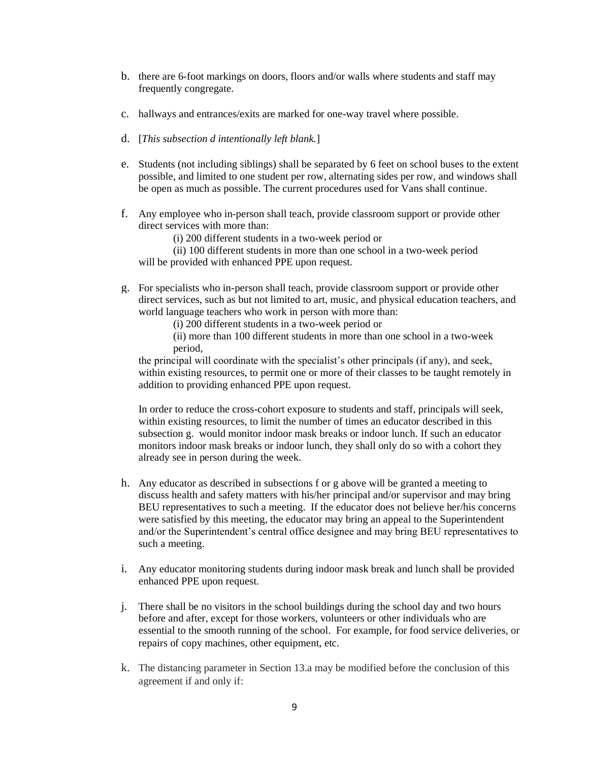b. there are 6-foot markings on doors, floors and/or walls where students and staff may frequently congregate.

c. hallways and entrances/exits are marked for one-way travel where possible.

d. [*This subsection d intentionally left blank.*]

e. Students (not including siblings) shall be separated by 6 feet on school buses to the extent possible, and limited to one student per row, alternating sides per row, and windows shall be open as much as possible. The current procedures used for Vans shall continue.

f. Any employee who in-person shall teach, provide classroom support or provide other direct services with more than:

    (i) 200 different students in a two-week period or

    (ii) 100 different students in more than one school in a two-week period

   will be provided with enhanced PPE upon request.

g. For specialists who in-person shall teach, provide classroom support or provide other direct services, such as but not limited to art, music, and physical education teachers, and world language teachers who work in person with more than:

    (i) 200 different students in a two-week period or

    (ii) more than 100 different students in more than one school in a two-week period,

   the principal will coordinate with the specialist's other principals (if any), and seek, within existing resources, to permit one or more of their classes to be taught remotely in addition to providing enhanced PPE upon request.

   In order to reduce the cross-cohort exposure to students and staff, principals will seek, within existing resources, to limit the number of times an educator described in this subsection g. would monitor indoor mask breaks or indoor lunch. If such an educator monitors indoor mask breaks or indoor lunch, they shall only do so with a cohort they already see in person during the week.

h. Any educator as described in subsections f or g above will be granted a meeting to discuss health and safety matters with his/her principal and/or supervisor and may bring BEU representatives to such a meeting. If the educator does not believe her/his concerns were satisfied by this meeting, the educator may bring an appeal to the Superintendent and/or the Superintendent's central office designee and may bring BEU representatives to such a meeting.

i. Any educator monitoring students during indoor mask break and lunch shall be provided enhanced PPE upon request.

j. There shall be no visitors in the school buildings during the school day and two hours before and after, except for those workers, volunteers or other individuals who are essential to the smooth running of the school. For example, for food service deliveries, or repairs of copy machines, other equipment, etc.

k. The distancing parameter in Section 13.a may be modified before the conclusion of this agreement if and only if: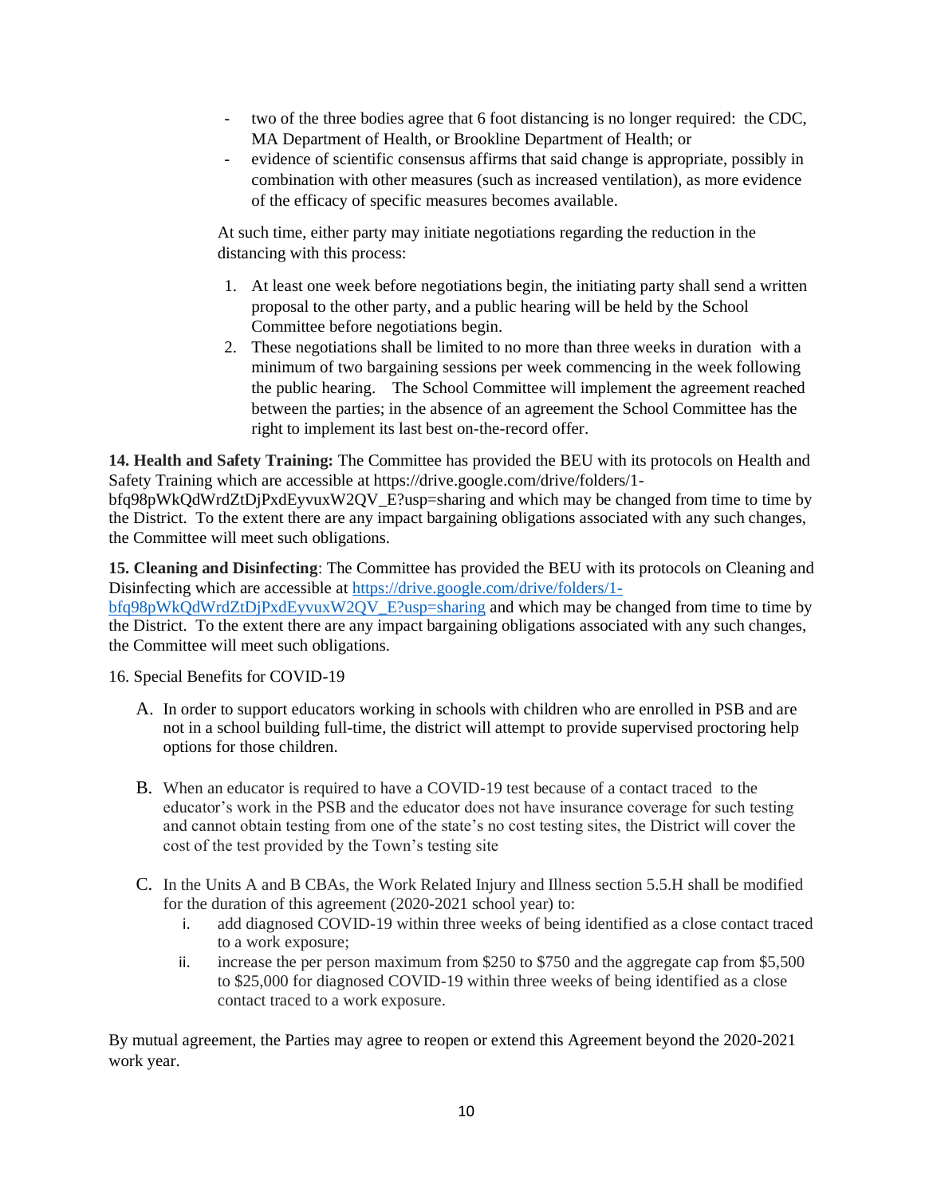- two of the three bodies agree that 6 foot distancing is no longer required: the CDC, MA Department of Health, or Brookline Department of Health; or
- evidence of scientific consensus affirms that said change is appropriate, possibly in combination with other measures (such as increased ventilation), as more evidence of the efficacy of specific measures becomes available.

At such time, either party may initiate negotiations regarding the reduction in the distancing with this process:

1. At least one week before negotiations begin, the initiating party shall send a written proposal to the other party, and a public hearing will be held by the School Committee before negotiations begin.
2. These negotiations shall be limited to no more than three weeks in duration with a minimum of two bargaining sessions per week commencing in the week following the public hearing. The School Committee will implement the agreement reached between the parties; in the absence of an agreement the School Committee has the right to implement its last best on-the-record offer.

**14. Health and Safety Training:** The Committee has provided the BEU with its protocols on Health and Safety Training which are accessible at https://drive.google.com/drive/folders/1-bfq98pWkQdWrdZtDjPxdEyvuxW2QV_E?usp=sharing and which may be changed from time to time by the District. To the extent there are any impact bargaining obligations associated with any such changes, the Committee will meet such obligations.

**15. Cleaning and Disinfecting**: The Committee has provided the BEU with its protocols on Cleaning and Disinfecting which are accessible at https://drive.google.com/drive/folders/1-bfq98pWkQdWrdZtDjPxdEyvuxW2QV_E?usp=sharing and which may be changed from time to time by the District. To the extent there are any impact bargaining obligations associated with any such changes, the Committee will meet such obligations.

16. Special Benefits for COVID-19

A. In order to support educators working in schools with children who are enrolled in PSB and are not in a school building full-time, the district will attempt to provide supervised proctoring help options for those children.

B. When an educator is required to have a COVID-19 test because of a contact traced to the educator's work in the PSB and the educator does not have insurance coverage for such testing and cannot obtain testing from one of the state's no cost testing sites, the District will cover the cost of the test provided by the Town's testing site

C. In the Units A and B CBAs, the Work Related Injury and Illness section 5.5.H shall be modified for the duration of this agreement (2020-2021 school year) to:

   i. add diagnosed COVID-19 within three weeks of being identified as a close contact traced to a work exposure;
   ii. increase the per person maximum from $250 to $750 and the aggregate cap from $5,500 to $25,000 for diagnosed COVID-19 within three weeks of being identified as a close contact traced to a work exposure.

By mutual agreement, the Parties may agree to reopen or extend this Agreement beyond the 2020-2021 work year.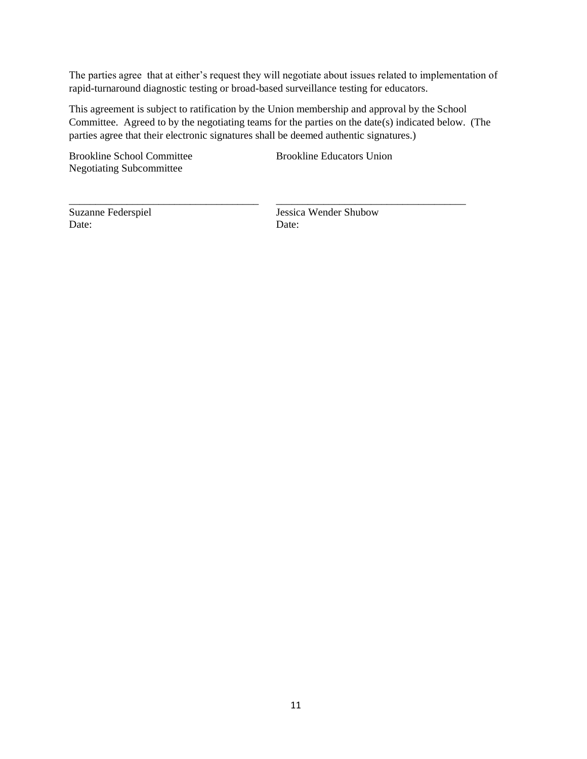The parties agree that at either's request they will negotiate about issues related to implementation of rapid-turnaround diagnostic testing or broad-based surveillance testing for educators.

This agreement is subject to ratification by the Union membership and approval by the School Committee. Agreed to by the negotiating teams for the parties on the date(s) indicated below. (The parties agree that their electronic signatures shall be deemed authentic signatures.)

| | |
|---|---|
| Brookline School Committee<br>Negotiating Subcommittee | Brookline Educators Union |
| ___________________________________ | ___________________________________ |
| Suzanne Federspiel<br>Date: | Jessica Wender Shubow<br>Date: |